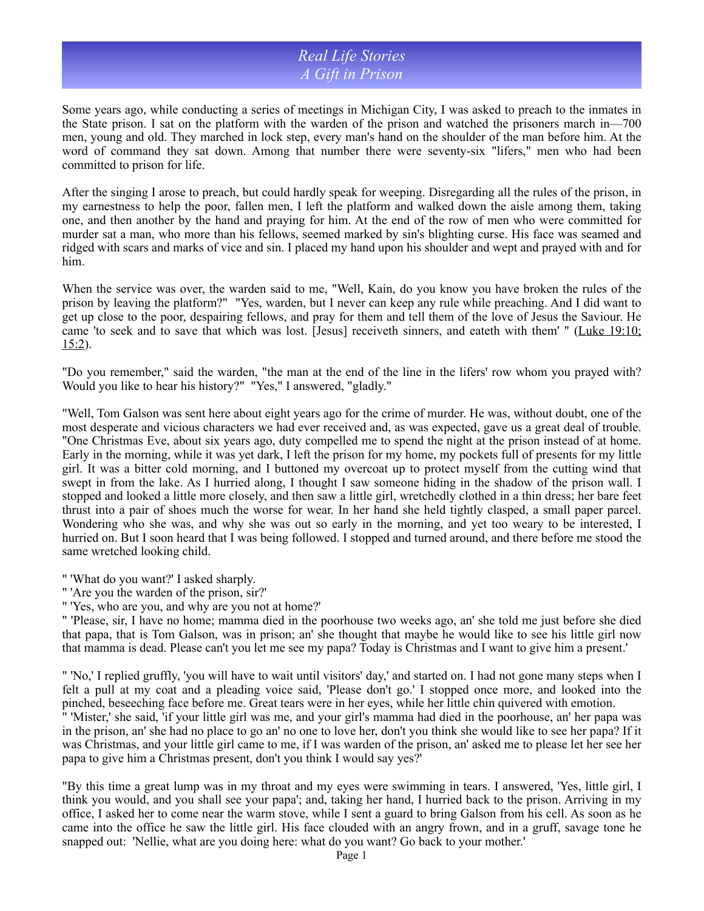# *Real Life Stories*
## *A Gift in Prison*

Some years ago, while conducting a series of meetings in Michigan City, I was asked to preach to the inmates in the State prison. I sat on the platform with the warden of the prison and watched the prisoners march in—700 men, young and old. They marched in lock step, every man's hand on the shoulder of the man before him. At the word of command they sat down. Among that number there were seventy-six "lifers," men who had been committed to prison for life.

After the singing I arose to preach, but could hardly speak for weeping. Disregarding all the rules of the prison, in my earnestness to help the poor, fallen men, I left the platform and walked down the aisle among them, taking one, and then another by the hand and praying for him. At the end of the row of men who were committed for murder sat a man, who more than his fellows, seemed marked by sin's blighting curse. His face was seamed and ridged with scars and marks of vice and sin. I placed my hand upon his shoulder and wept and prayed with and for him.

When the service was over, the warden said to me, "Well, Kain, do you know you have broken the rules of the prison by leaving the platform?" "Yes, warden, but I never can keep any rule while preaching. And I did want to get up close to the poor, despairing fellows, and pray for them and tell them of the love of Jesus the Saviour. He came 'to seek and to save that which was lost. [Jesus] receiveth sinners, and eateth with them' " (Luke 19:10; 15:2).

"Do you remember," said the warden, "the man at the end of the line in the lifers' row whom you prayed with? Would you like to hear his history?" "Yes," I answered, "gladly."

"Well, Tom Galson was sent here about eight years ago for the crime of murder. He was, without doubt, one of the most desperate and vicious characters we had ever received and, as was expected, gave us a great deal of trouble. "One Christmas Eve, about six years ago, duty compelled me to spend the night at the prison instead of at home. Early in the morning, while it was yet dark, I left the prison for my home, my pockets full of presents for my little girl. It was a bitter cold morning, and I buttoned my overcoat up to protect myself from the cutting wind that swept in from the lake. As I hurried along, I thought I saw someone hiding in the shadow of the prison wall. I stopped and looked a little more closely, and then saw a little girl, wretchedly clothed in a thin dress; her bare feet thrust into a pair of shoes much the worse for wear. In her hand she held tightly clasped, a small paper parcel. Wondering who she was, and why she was out so early in the morning, and yet too weary to be interested, I hurried on. But I soon heard that I was being followed. I stopped and turned around, and there before me stood the same wretched looking child.

" 'What do you want?' I asked sharply.
" 'Are you the warden of the prison, sir?'
" 'Yes, who are you, and why are you not at home?'
" 'Please, sir, I have no home; mamma died in the poorhouse two weeks ago, an' she told me just before she died that papa, that is Tom Galson, was in prison; an' she thought that maybe he would like to see his little girl now that mamma is dead. Please can't you let me see my papa? Today is Christmas and I want to give him a present.'

" 'No,' I replied gruffly, 'you will have to wait until visitors' day,' and started on. I had not gone many steps when I felt a pull at my coat and a pleading voice said, 'Please don't go.' I stopped once more, and looked into the pinched, beseeching face before me. Great tears were in her eyes, while her little chin quivered with emotion.
" 'Mister,' she said, 'if your little girl was me, and your girl's mamma had died in the poorhouse, an' her papa was in the prison, an' she had no place to go an' no one to love her, don't you think she would like to see her papa? If it was Christmas, and your little girl came to me, if I was warden of the prison, an' asked me to please let her see her papa to give him a Christmas present, don't you think I would say yes?'

"By this time a great lump was in my throat and my eyes were swimming in tears. I answered, 'Yes, little girl, I think you would, and you shall see your papa'; and, taking her hand, I hurried back to the prison. Arriving in my office, I asked her to come near the warm stove, while I sent a guard to bring Galson from his cell. As soon as he came into the office he saw the little girl. His face clouded with an angry frown, and in a gruff, savage tone he snapped out: 'Nellie, what are you doing here: what do you want? Go back to your mother.'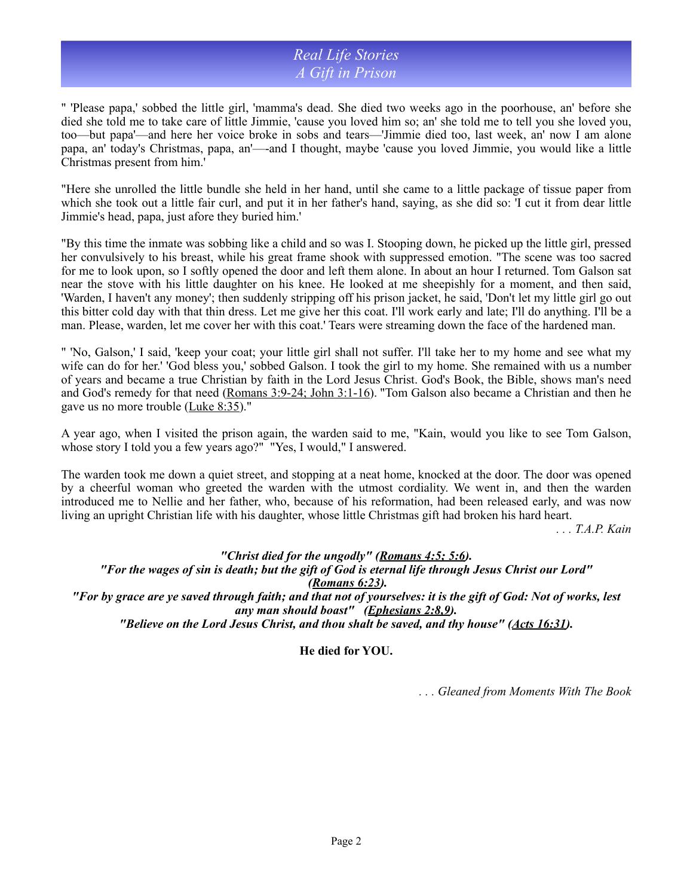# *Real Life Stories*
# *A Gift in Prison*

" 'Please papa,' sobbed the little girl, 'mamma's dead. She died two weeks ago in the poorhouse, an' before she died she told me to take care of little Jimmie, 'cause you loved him so; an' she told me to tell you she loved you, too—but papa'—and here her voice broke in sobs and tears—'Jimmie died too, last week, an' now I am alone papa, an' today's Christmas, papa, an'—-and I thought, maybe 'cause you loved Jimmie, you would like a little Christmas present from him.'

"Here she unrolled the little bundle she held in her hand, until she came to a little package of tissue paper from which she took out a little fair curl, and put it in her father's hand, saying, as she did so: 'I cut it from dear little Jimmie's head, papa, just afore they buried him.'

"By this time the inmate was sobbing like a child and so was I. Stooping down, he picked up the little girl, pressed her convulsively to his breast, while his great frame shook with suppressed emotion. "The scene was too sacred for me to look upon, so I softly opened the door and left them alone. In about an hour I returned. Tom Galson sat near the stove with his little daughter on his knee. He looked at me sheepishly for a moment, and then said, 'Warden, I haven't any money'; then suddenly stripping off his prison jacket, he said, 'Don't let my little girl go out this bitter cold day with that thin dress. Let me give her this coat. I'll work early and late; I'll do anything. I'll be a man. Please, warden, let me cover her with this coat.' Tears were streaming down the face of the hardened man.

" 'No, Galson,' I said, 'keep your coat; your little girl shall not suffer. I'll take her to my home and see what my wife can do for her.' 'God bless you,' sobbed Galson. I took the girl to my home. She remained with us a number of years and became a true Christian by faith in the Lord Jesus Christ. God's Book, the Bible, shows man's need and God's remedy for that need (Romans 3:9-24; John 3:1-16). "Tom Galson also became a Christian and then he gave us no more trouble (Luke 8:35)."

A year ago, when I visited the prison again, the warden said to me, "Kain, would you like to see Tom Galson, whose story I told you a few years ago?" "Yes, I would," I answered.

The warden took me down a quiet street, and stopping at a neat home, knocked at the door. The door was opened by a cheerful woman who greeted the warden with the utmost cordiality. We went in, and then the warden introduced me to Nellie and her father, who, because of his reformation, had been released early, and was now living an upright Christian life with his daughter, whose little Christmas gift had broken his hard heart.

*. . . T.A.P. Kain*

***"Christ died for the ungodly" (Romans 4:5; 5:6).***
***"For the wages of sin is death; but the gift of God is eternal life through Jesus Christ our Lord" (Romans 6:23).***
***"For by grace are ye saved through faith; and that not of yourselves: it is the gift of God: Not of works, lest any man should boast" (Ephesians 2:8,9).***
***"Believe on the Lord Jesus Christ, and thou shalt be saved, and thy house" (Acts 16:31).***

**He died for YOU.**

*. . . Gleaned from Moments With The Book*